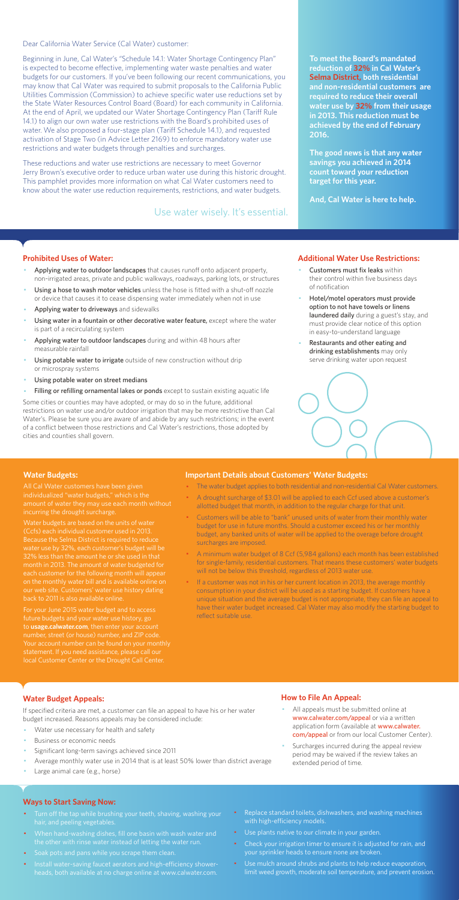Dear California Water Service (Cal Water) customer:

Beginning in June, Cal Water's "Schedule 14.1: Water Shortage Contingency Plan" is expected to become effective, implementing water waste penalties and water budgets for our customers. If you've been following our recent communications, you may know that Cal Water was required to submit proposals to the California Public Utilities Commission (Commission) to achieve specific water use reductions set by the State Water Resources Control Board (Board) for each community in California. At the end of April, we updated our Water Shortage Contingency Plan (Tariff Rule 14.1) to align our own water use restrictions with the Board's prohibited uses of water. We also proposed a four-stage plan (Tariff Schedule 14.1), and requested activation of Stage Two (in Advice Letter 2169) to enforce mandatory water use restrictions and water budgets through penalties and surcharges.

These reductions and water use restrictions are necessary to meet Governor Jerry Brown's executive order to reduce urban water use during this historic drought. This pamphlet provides more information on what Cal Water customers need to know about the water use reduction requirements, restrictions, and water budgets.

Use water wisely. It's essential.

**To meet the Board's mandated reduction of 32% in Cal Water's Selma District, both residential and non-residential customers are required to reduce their overall water use by 32% from their usage in 2013. This reduction must be achieved by the end of February 2016.**

**The good news is that any water savings you achieved in 2014 count toward your reduction target for this year.**

**And, Cal Water is here to help.**

## Prohibited Uses of Water:

- Applying water to outdoor landscapes that causes runoff onto adjacent property, non-irrigated areas, private and public walkways, roadways, parking lots, or structures
- Using a hose to wash motor vehicles unless the hose is fitted with a shut-off nozzle or device that causes it to cease dispensing water immediately when not in use
- Applying water to driveways and sidewalks
- Using water in a fountain or other decorative water feature, except where the water is part of a recirculating system
- Applying water to outdoor landscapes during and within 48 hours after measurable rainfall
- Using potable water to irrigate outside of new construction without drip or microspray systems
- Using potable water on street medians
- Filling or refilling ornamental lakes or ponds except to sustain existing aquatic life

Some cities or counties may have adopted, or may do so in the future, additional restrictions on water use and/or outdoor irrigation that may be more restrictive than Cal Water's. Please be sure you are aware of and abide by any such restrictions; in the event of a conflict between those restrictions and Cal Water's restrictions, those adopted by cities and counties shall govern.

## Additional Water Use Restrictions:

- Customers must fix leaks within their control within five business days of notification
- Hotel/motel operators must provide option to not have towels or linens laundered daily during a guest's stay, and must provide clear notice of this option in easy-to-understand language
- Restaurants and other eating and drinking establishments may only serve drinking water upon request

## Water Budgets:

All Cal Water customers have been given individualized "water budgets," which is the amount of water they may use each month without incurring the drought surcharge.

Water budgets are based on the units of water (Ccfs) each individual customer used in 2013. Because the Selma District is required to reduce water use by 32%, each customer's budget will be 32% less than the amount he or she used in that month in 2013. The amount of water budgeted for each customer for the following month will appear on the monthly water bill and is available online on our web site. Customers' water use history dating back to 2011 is also available online.

For your June 2015 water budget and to access future budgets and your water use history, go to **usage.calwater.com**, then enter your account number, street (or house) number, and ZIP code. Your account number can be found on your monthly statement. If you need assistance, please call our local Customer Center or the Drought Call Center.

## Important Details about Customers' Water Budgets:

- The water budget applies to both residential and non-residential Cal Water customers.
- A drought surcharge of $3.01 will be applied to each Ccf used above a customer's allotted budget that month, in addition to the regular charge for that unit.
- Customers will be able to "bank" unused units of water from their monthly water budget for use in future months. Should a customer exceed his or her monthly budget, any banked units of water will be applied to the overage before drought surcharges are imposed.
- A minimum water budget of 8 Ccf (5,984 gallons) each month has been established for single-family, residential customers. That means these customers' water budgets will not be below this threshold, regardless of 2013 water use.
- If a customer was not in his or her current location in 2013, the average monthly consumption in your district will be used as a starting budget. If customers have a unique situation and the average budget is not appropriate, they can file an appeal to have their water budget increased. Cal Water may also modify the starting budget to reflect suitable use.

## Water Budget Appeals:

If specified criteria are met, a customer can file an appeal to have his or her water budget increased. Reasons appeals may be considered include:

- Water use necessary for health and safety
- Business or economic needs
- Significant long-term savings achieved since 2011
- Average monthly water use in 2014 that is at least 50% lower than district average
- Large animal care (e.g., horse)

## How to File An Appeal:

- All appeals must be submitted online at www.calwater.com/appeal or via a written application form (available at www.calwater.com/appeal or from our local Customer Center).
- Surcharges incurred during the appeal review period may be waived if the review takes an extended period of time.

## Ways to Start Saving Now:

- Turn off the tap while brushing your teeth, shaving, washing your hair, and peeling vegetables.
- When hand-washing dishes, fill one basin with wash water and the other with rinse water instead of letting the water run.
- Soak pots and pans while you scrape them clean.
- Install water-saving faucet aerators and high-efficiency showerheads, both available at no charge online at www.calwater.com.
- Replace standard toilets, dishwashers, and washing machines with high-efficiency models.
- Use plants native to our climate in your garden.
- Check your irrigation timer to ensure it is adjusted for rain, and your sprinkler heads to ensure none are broken.
- Use mulch around shrubs and plants to help reduce evaporation, limit weed growth, moderate soil temperature, and prevent erosion.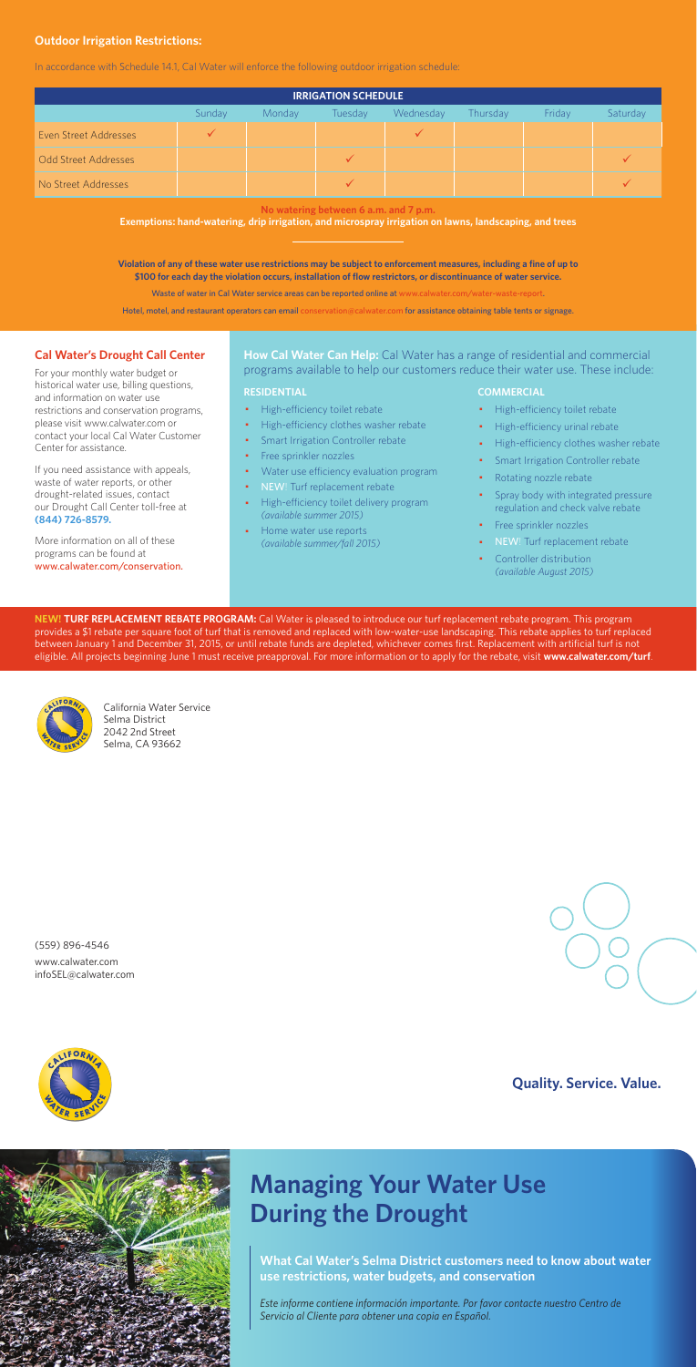### Outdoor Irrigation Restrictions:

In accordance with Schedule 14.1, Cal Water will enforce the following outdoor irrigation schedule:

| IRRIGATION SCHEDULE | | | | | | | |
|---|---|---|---|---|---|---|---|
| | Sunday | Monday | Tuesday | Wednesday | Thursday | Friday | Saturday |
| Even Street Addresses | ✓ | | | ✓ | | | |
| Odd Street Addresses | | | ✓ | | | | ✓ |
| No Street Addresses | | | ✓ | | | | ✓ |

**No watering between 6 a.m. and 7 p.m.**

**Exemptions: hand-watering, drip irrigation, and microspray irrigation on lawns, landscaping, and trees**

**Violation of any of these water use restrictions may be subject to enforcement measures, including a fine of up to $100 for each day the violation occurs, installation of flow restrictors, or discontinuance of water service.**

Waste of water in Cal Water service areas can be reported online at www.calwater.com/water-waste-report.

Hotel, motel, and restaurant operators can email conservation@calwater.com for assistance obtaining table tents or signage.

### Cal Water's Drought Call Center

For your monthly water budget or historical water use, billing questions, and information on water use restrictions and conservation programs, please visit www.calwater.com or contact your local Cal Water Customer Center for assistance.

If you need assistance with appeals, waste of water reports, or other drought-related issues, contact our Drought Call Center toll-free at **(844) 726-8579.**

More information on all of these programs can be found at www.calwater.com/conservation.

**How Cal Water Can Help:** Cal Water has a range of residential and commercial programs available to help our customers reduce their water use. These include:

#### RESIDENTIAL

- High-efficiency toilet rebate
- High-efficiency clothes washer rebate
- Smart Irrigation Controller rebate
- Free sprinkler nozzles
- Water use efficiency evaluation program
- NEW! Turf replacement rebate
- High-efficiency toilet delivery program *(available summer 2015)*
- Home water use reports *(available summer/fall 2015)*

#### COMMERCIAL

- High-efficiency toilet rebate
- High-efficiency urinal rebate
- High-efficiency clothes washer rebate
- Smart Irrigation Controller rebate
- Rotating nozzle rebate
- Spray body with integrated pressure regulation and check valve rebate
- Free sprinkler nozzles
- NEW! Turf replacement rebate
- Controller distribution *(available August 2015)*

**NEW! TURF REPLACEMENT REBATE PROGRAM:** Cal Water is pleased to introduce our turf replacement rebate program. This program provides a $1 rebate per square foot of turf that is removed and replaced with low-water-use landscaping. This rebate applies to turf replaced between January 1 and December 31, 2015, or until rebate funds are depleted, whichever comes first. Replacement with artificial turf is not eligible. All projects beginning June 1 must receive preapproval. For more information or to apply for the rebate, visit **www.calwater.com/turf**.

California Water Service
Selma District
2042 2nd Street
Selma, CA 93662

(559) 896-4546
www.calwater.com
infoSEL@calwater.com

**Quality. Service. Value.**

# Managing Your Water Use During the Drought

**What Cal Water's Selma District customers need to know about water use restrictions, water budgets, and conservation**

*Este informe contiene información importante. Por favor contacte nuestro Centro de Servicio al Cliente para obtener una copia en Español.*